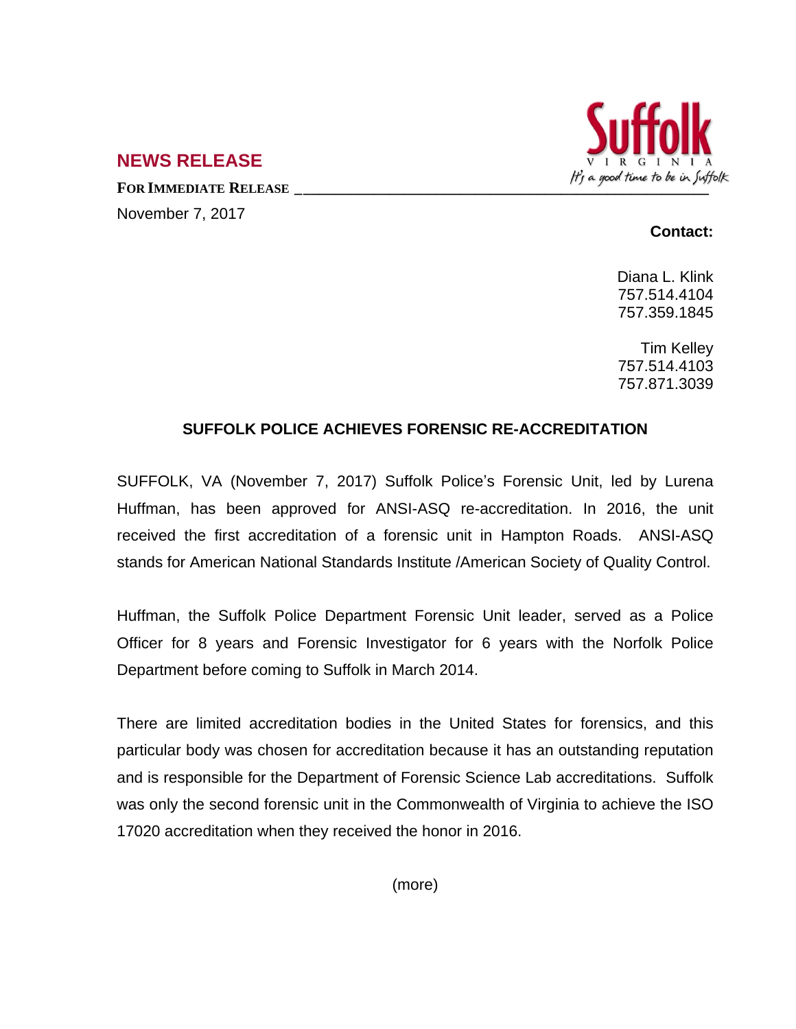## NEWS RELEASE

**FOR IMMEDIATE RELEASE**

November 7, 2017

**Contact:**

Diana L. Klink
757.514.4104
757.359.1845

Tim Kelley
757.514.4103
757.871.3039

### SUFFOLK POLICE ACHIEVES FORENSIC RE-ACCREDITATION

SUFFOLK, VA (November 7, 2017) Suffolk Police's Forensic Unit, led by Lurena Huffman, has been approved for ANSI-ASQ re-accreditation. In 2016, the unit received the first accreditation of a forensic unit in Hampton Roads. ANSI-ASQ stands for American National Standards Institute /American Society of Quality Control.

Huffman, the Suffolk Police Department Forensic Unit leader, served as a Police Officer for 8 years and Forensic Investigator for 6 years with the Norfolk Police Department before coming to Suffolk in March 2014.

There are limited accreditation bodies in the United States for forensics, and this particular body was chosen for accreditation because it has an outstanding reputation and is responsible for the Department of Forensic Science Lab accreditations. Suffolk was only the second forensic unit in the Commonwealth of Virginia to achieve the ISO 17020 accreditation when they received the honor in 2016.

(more)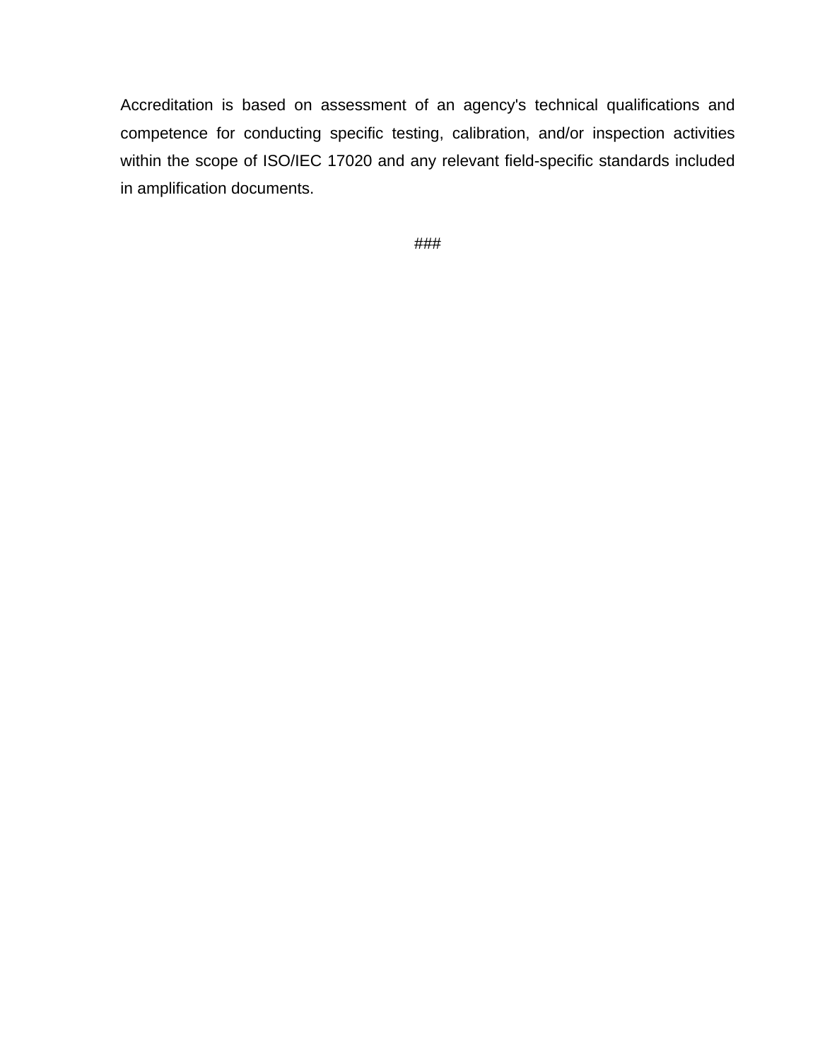Accreditation is based on assessment of an agency's technical qualifications and competence for conducting specific testing, calibration, and/or inspection activities within the scope of ISO/IEC 17020 and any relevant field-specific standards included in amplification documents.

###